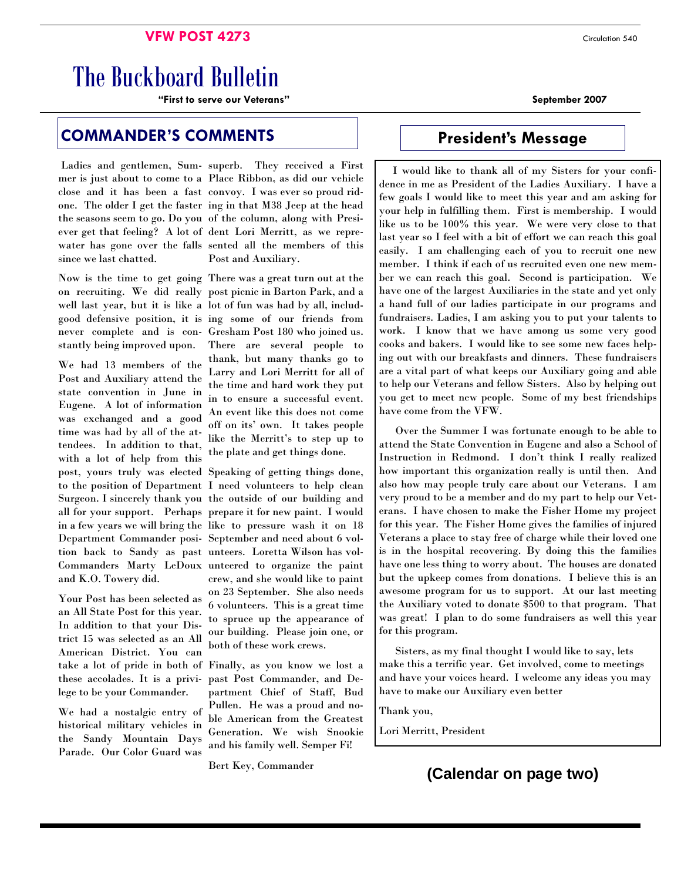VFW POST 4273

Circulation 540

# The Buckboard Bulletin

**"First to serve our Veterans"**

**September 2007**

## COMMANDER'S COMMENTS

Ladies and gentlemen, Summer is just about to come to a close and it has been a fast one. The older I get the faster the seasons seem to go. Do you ever get that feeling? A lot of water has gone over the falls since we last chatted.

Now is the time to get going on recruiting. We did really well last year, but it is like a good defensive position, it is never complete and is constantly being improved upon.

We had 13 members of the Post and Auxiliary attend the state convention in June in Eugene. A lot of information was exchanged and a good time was had by all of the attendees. In addition to that, with a lot of help from this post, yours truly was elected to the position of Department Surgeon. I sincerely thank you all for your support. Perhaps in a few years we will bring the Department Commander position back to Sandy as past Commanders Marty LeDoux and K.O. Towery did.

Your Post has been selected as an All State Post for this year. In addition to that your District 15 was selected as an All American District. You can take a lot of pride in both of these accolades. It is a privilege to be your Commander.

We had a nostalgic entry of historical military vehicles in the Sandy Mountain Days Parade. Our Color Guard was superb. They received a First Place Ribbon, as did our vehicle convoy. I was ever so proud riding in that M38 Jeep at the head of the column, along with President Lori Merritt, as we represented all the members of this Post and Auxiliary.

There was a great turn out at the post picnic in Barton Park, and a lot of fun was had by all, including some of our friends from Gresham Post 180 who joined us. There are several people to thank, but many thanks go to Larry and Lori Merritt for all of the time and hard work they put in to ensure a successful event. An event like this does not come off on its' own. It takes people like the Merritt's to step up to the plate and get things done.

Speaking of getting things done, I need volunteers to help clean the outside of our building and prepare it for new paint. I would like to pressure wash it on 18 September and need about 6 volunteers. Loretta Wilson has volunteered to organize the paint crew, and she would like to paint on 23 September. She also needs 6 volunteers. This is a great time to spruce up the appearance of our building. Please join one, or both of these work crews.

Finally, as you know we lost a past Post Commander, and Department Chief of Staff, Bud Pullen. He was a proud and noble American from the Greatest Generation. We wish Snookie and his family well. Semper Fi!

Bert Key, Commander

## President's Message

I would like to thank all of my Sisters for your confidence in me as President of the Ladies Auxiliary. I have a few goals I would like to meet this year and am asking for your help in fulfilling them. First is membership. I would like us to be 100% this year. We were very close to that last year so I feel with a bit of effort we can reach this goal easily. I am challenging each of you to recruit one new member. I think if each of us recruited even one new member we can reach this goal. Second is participation. We have one of the largest Auxiliaries in the state and yet only a hand full of our ladies participate in our programs and fundraisers. Ladies, I am asking you to put your talents to work. I know that we have among us some very good cooks and bakers. I would like to see some new faces helping out with our breakfasts and dinners. These fundraisers are a vital part of what keeps our Auxiliary going and able to help our Veterans and fellow Sisters. Also by helping out you get to meet new people. Some of my best friendships have come from the VFW.

Over the Summer I was fortunate enough to be able to attend the State Convention in Eugene and also a School of Instruction in Redmond. I don't think I really realized how important this organization really is until then. And also how may people truly care about our Veterans. I am very proud to be a member and do my part to help our Veterans. I have chosen to make the Fisher Home my project for this year. The Fisher Home gives the families of injured Veterans a place to stay free of charge while their loved one is in the hospital recovering. By doing this the families have one less thing to worry about. The houses are donated but the upkeep comes from donations. I believe this is an awesome program for us to support. At our last meeting the Auxiliary voted to donate $500 to that program. That was great! I plan to do some fundraisers as well this year for this program.

Sisters, as my final thought I would like to say, lets make this a terrific year. Get involved, come to meetings and have your voices heard. I welcome any ideas you may have to make our Auxiliary even better

Thank you,

Lori Merritt, President

**(Calendar on page two)**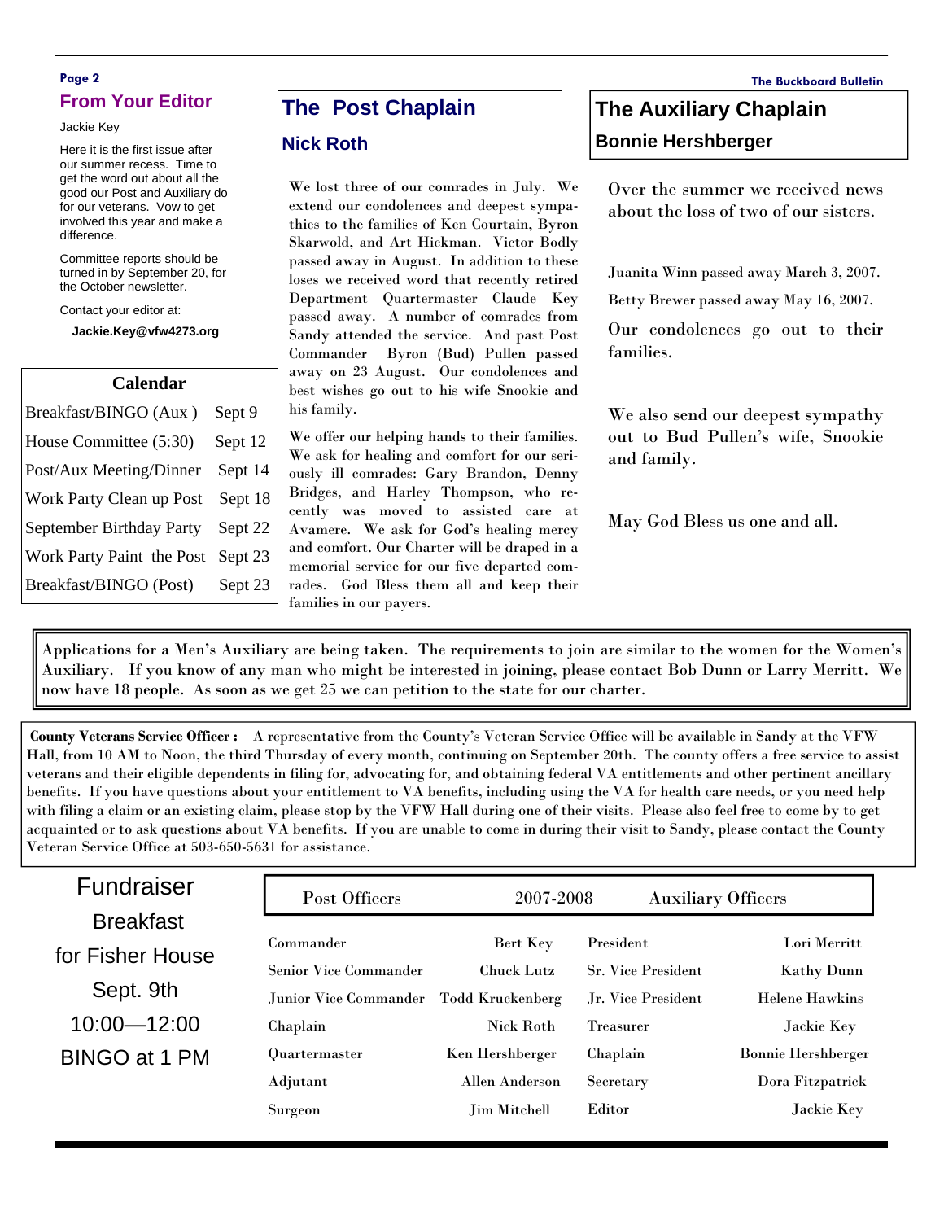## From Your Editor

Jackie Key

Here it is the first issue after our summer recess. Time to get the word out about all the good our Post and Auxiliary do for our veterans. Vow to get involved this year and make a difference.

Committee reports should be turned in by September 20, for the October newsletter.

Contact your editor at:

**Jackie.Key@vfw4273.org**

| Calendar | |
|---|---|
| Breakfast/BINGO (Aux ) | Sept 9 |
| House Committee (5:30) | Sept 12 |
| Post/Aux Meeting/Dinner | Sept 14 |
| Work Party Clean up Post | Sept 18 |
| September Birthday Party | Sept 22 |
| Work Party Paint the Post | Sept 23 |
| Breakfast/BINGO (Post) | Sept 23 |

## The Post Chaplain

### Nick Roth

We lost three of our comrades in July. We extend our condolences and deepest sympathies to the families of Ken Courtain, Byron Skarwold, and Art Hickman. Victor Bodly passed away in August. In addition to these loses we received word that recently retired Department Quartermaster Claude Key passed away. A number of comrades from Sandy attended the service. And past Post Commander Byron (Bud) Pullen passed away on 23 August. Our condolences and best wishes go out to his wife Snookie and his family.

We offer our helping hands to their families. We ask for healing and comfort for our seriously ill comrades: Gary Brandon, Denny Bridges, and Harley Thompson, who recently was moved to assisted care at Avamere. We ask for God's healing mercy and comfort. Our Charter will be draped in a memorial service for our five departed comrades. God Bless them all and keep their families in our payers.

## The Auxiliary Chaplain

### Bonnie Hershberger

Over the summer we received news about the loss of two of our sisters.

Juanita Winn passed away March 3, 2007.

Betty Brewer passed away May 16, 2007.

Our condolences go out to their families.

We also send our deepest sympathy out to Bud Pullen's wife, Snookie and family.

May God Bless us one and all.

Applications for a Men's Auxiliary are being taken. The requirements to join are similar to the women for the Women's Auxiliary. If you know of any man who might be interested in joining, please contact Bob Dunn or Larry Merritt. We now have 18 people. As soon as we get 25 we can petition to the state for our charter.

**County Veterans Service Officer :** A representative from the County's Veteran Service Office will be available in Sandy at the VFW Hall, from 10 AM to Noon, the third Thursday of every month, continuing on September 20th. The county offers a free service to assist veterans and their eligible dependents in filing for, advocating for, and obtaining federal VA entitlements and other pertinent ancillary benefits. If you have questions about your entitlement to VA benefits, including using the VA for health care needs, or you need help with filing a claim or an existing claim, please stop by the VFW Hall during one of their visits. Please also feel free to come by to get acquainted or to ask questions about VA benefits. If you are unable to come in during their visit to Sandy, please contact the County Veteran Service Office at 503-650-5631 for assistance.

## Fundraiser Breakfast for Fisher House

Sept. 9th

10:00—12:00

BINGO at 1 PM

| Post Officers | 2007-2008 | Auxiliary Officers | |
|---|---|---|---|
| Commander | Bert Key | President | Lori Merritt |
| Senior Vice Commander | Chuck Lutz | Sr. Vice President | Kathy Dunn |
| Junior Vice Commander | Todd Kruckenberg | Jr. Vice President | Helene Hawkins |
| Chaplain | Nick Roth | Treasurer | Jackie Key |
| Quartermaster | Ken Hershberger | Chaplain | Bonnie Hershberger |
| Adjutant | Allen Anderson | Secretary | Dora Fitzpatrick |
| Surgeon | Jim Mitchell | Editor | Jackie Key |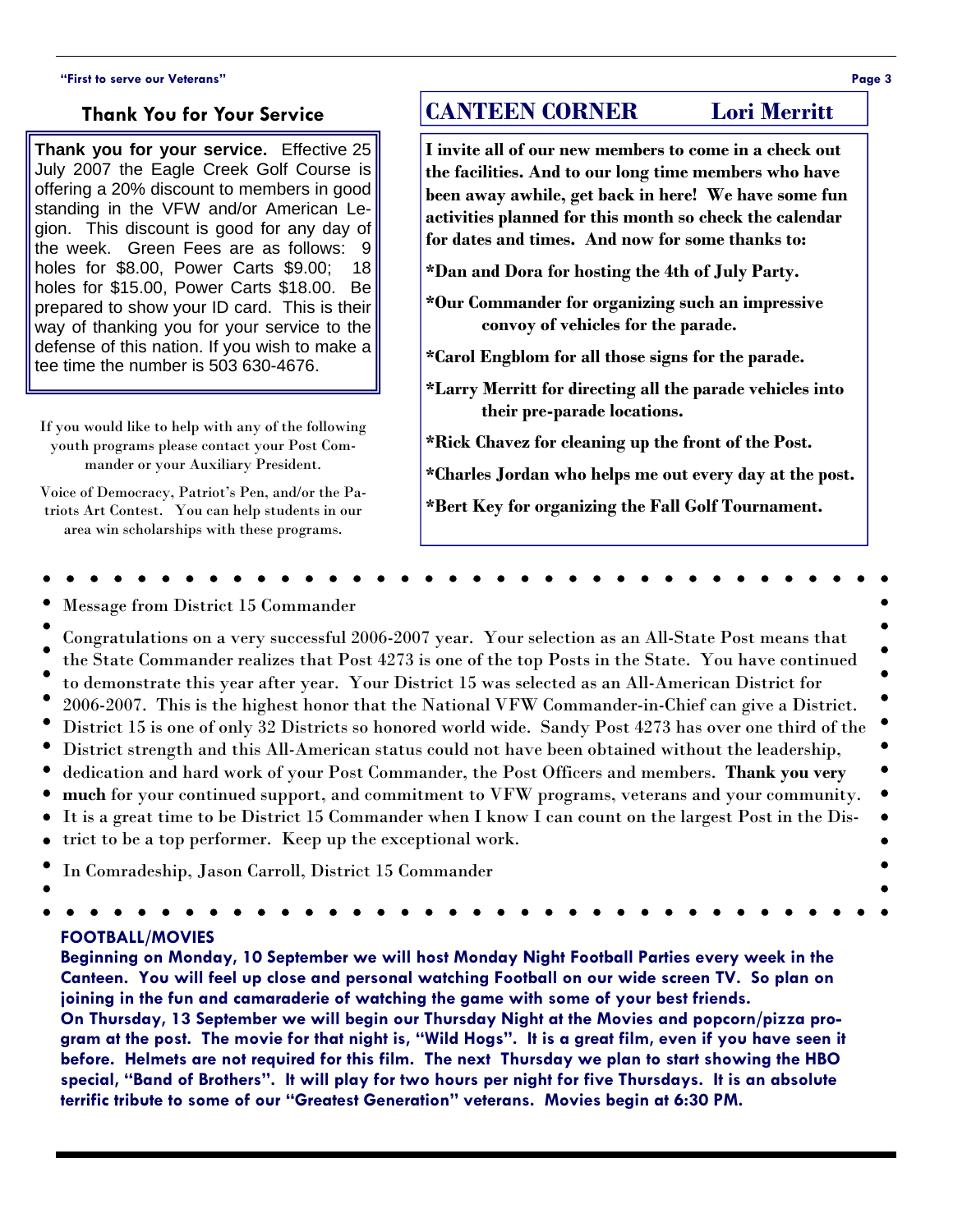## Thank You for Your Service

**Thank you for your service.** Effective 25 July 2007 the Eagle Creek Golf Course is offering a 20% discount to members in good standing in the VFW and/or American Legion. This discount is good for any day of the week. Green Fees are as follows: 9 holes for $8.00, Power Carts $9.00; 18 holes for $15.00, Power Carts $18.00. Be prepared to show your ID card. This is their way of thanking you for your service to the defense of this nation. If you wish to make a tee time the number is 503 630-4676.

If you would like to help with any of the following youth programs please contact your Post Commander or your Auxiliary President.

Voice of Democracy, Patriot's Pen, and/or the Patriots Art Contest. You can help students in our area win scholarships with these programs.

## CANTEEN CORNER — Lori Merritt

**I invite all of our new members to come in a check out the facilities. And to our long time members who have been away awhile, get back in here! We have some fun activities planned for this month so check the calendar for dates and times. And now for some thanks to:**

**\*Dan and Dora for hosting the 4th of July Party.**

**\*Our Commander for organizing such an impressive convoy of vehicles for the parade.**

**\*Carol Engblom for all those signs for the parade.**

**\*Larry Merritt for directing all the parade vehicles into their pre-parade locations.**

**\*Rick Chavez for cleaning up the front of the Post.**

**\*Charles Jordan who helps me out every day at the post.**

**\*Bert Key for organizing the Fall Golf Tournament.**

---

Message from District 15 Commander

Congratulations on a very successful 2006-2007 year. Your selection as an All-State Post means that the State Commander realizes that Post 4273 is one of the top Posts in the State. You have continued to demonstrate this year after year. Your District 15 was selected as an All-American District for 2006-2007. This is the highest honor that the National VFW Commander-in-Chief can give a District. District 15 is one of only 32 Districts so honored world wide. Sandy Post 4273 has over one third of the District strength and this All-American status could not have been obtained without the leadership, dedication and hard work of your Post Commander, the Post Officers and members. **Thank you very much** for your continued support, and commitment to VFW programs, veterans and your community. It is a great time to be District 15 Commander when I know I can count on the largest Post in the District to be a top performer. Keep up the exceptional work.

In Comradeship, Jason Carroll, District 15 Commander

---

**FOOTBALL/MOVIES**

**Beginning on Monday, 10 September we will host Monday Night Football Parties every week in the Canteen. You will feel up close and personal watching Football on our wide screen TV. So plan on joining in the fun and camaraderie of watching the game with some of your best friends.**

**On Thursday, 13 September we will begin our Thursday Night at the Movies and popcorn/pizza program at the post. The movie for that night is, "Wild Hogs". It is a great film, even if you have seen it before. Helmets are not required for this film. The next Thursday we plan to start showing the HBO special, "Band of Brothers". It will play for two hours per night for five Thursdays. It is an absolute terrific tribute to some of our "Greatest Generation" veterans. Movies begin at 6:30 PM.**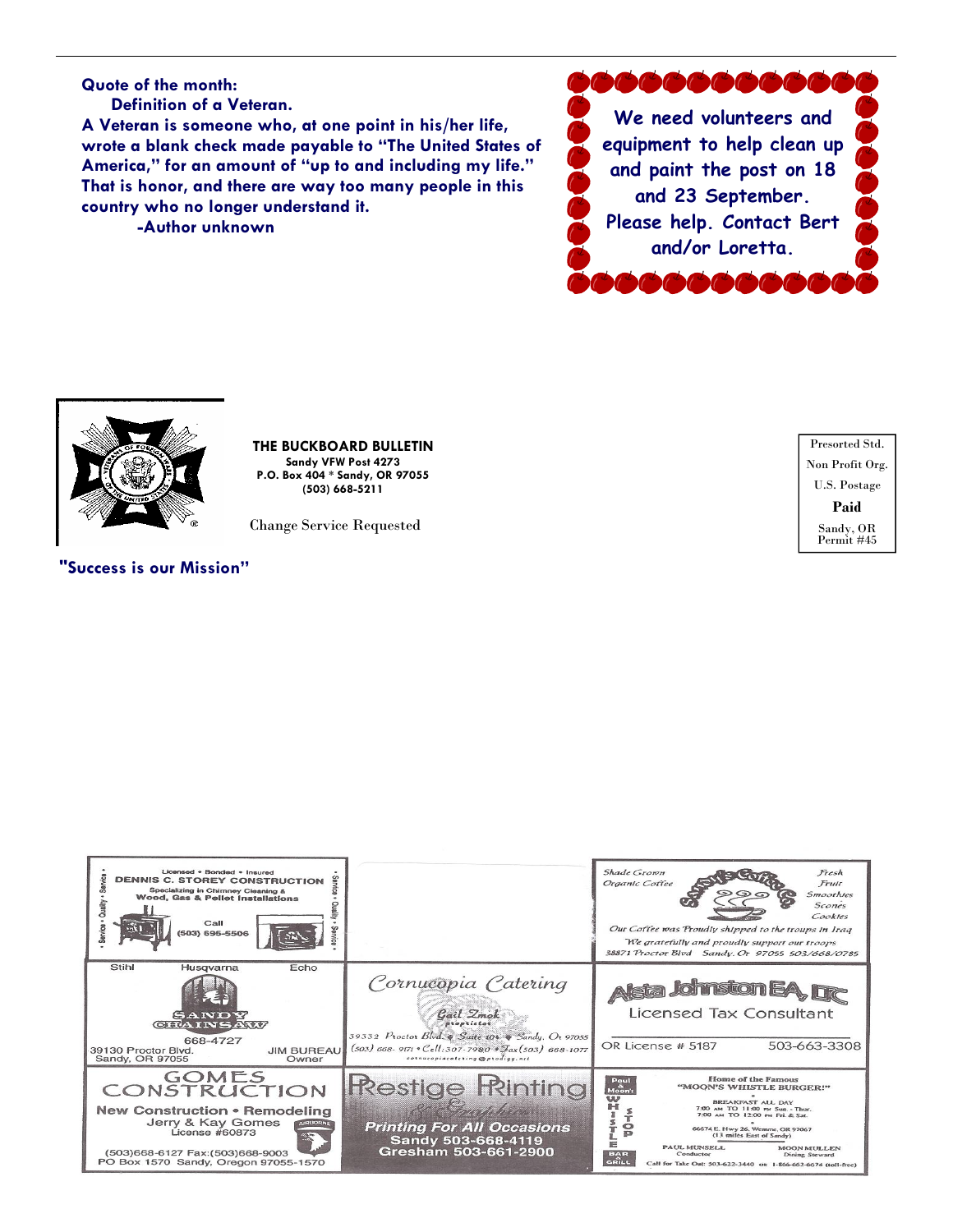**Quote of the month:**

**Definition of a Veteran.**

**A Veteran is someone who, at one point in his/her life, wrote a blank check made payable to "The United States of America," for an amount of "up to and including my life." That is honor, and there are way too many people in this country who no longer understand it.**

**-Author unknown**

**We need volunteers and equipment to help clean up and paint the post on 18 and 23 September. Please help. Contact Bert and/or Loretta.**

**THE BUCKBOARD BULLETIN**
**Sandy VFW Post 4273**
**P.O. Box 404 * Sandy, OR 97055**
**(503) 668-5211**

Change Service Requested

Presorted Std.
Non Profit Org.
U.S. Postage
**Paid**
Sandy, OR
Permit #45

**"Success is our Mission"**

Licensed • Bonded • Insured
DENNIS C. STOREY CONSTRUCTION
Specializing in Chimney Cleaning & Wood, Gas & Pellet Installations
Call (503) 695-5506
• Service • Quality • Service •

Shade Grown Organic Coffee
Sandy's Coffee Co.
Fresh Fruit Smoothies Scones Cookies
Our Coffee was Proudly shipped to the troops in Iraq
We gratefully and proudly support our troops
38871 Proctor Blvd Sandy, Or 97055 503/668/0785

Stihl Husqvarna Echo
SANDY CHAINSAW
668-4727
39130 Proctor Blvd. Sandy, OR 97055
JIM BUREAU Owner

Cornucopia Catering
Gail Zmok proprietor
39332 Proctor Blvd. • Suite 104 • Sandy, Or 97055
(503) 668-9171 • Cell: 307-7980 • Fax (503) 668-1077
cornucopiacatering@prodigy.net

Aleta Johnston EA, LLC
Licensed Tax Consultant
OR License # 5187 503-663-3308

GOMES CONSTRUCTION
New Construction • Remodeling
Jerry & Kay Gomes
License #60873
(503)668-6127 Fax:(503)668-9003
PO Box 1570 Sandy, Oregon 97055-1570

Prestige Printing & Graphics
Printing For All Occasions
Sandy 503-668-4119
Gresham 503-661-2900

Paul & Moon's WHISTLE STOP BAR & GRILL
Home of the Famous "MOON'S WHISTLE BURGER!"
BREAKFAST ALL DAY
7:00 AM TO 11:00 PM Sun. - Thur.
7:00 AM TO 12:00 PM Fri. & Sat.
66674 E. Hwy 26, Wemme, OR 97067
(13 miles East of Sandy)
PAUL MUNSELL Conductor
MOON MULLEN Dining Steward
Call for Take Out: 503-622-3440 or 1-866-662-6674 (toll-free)